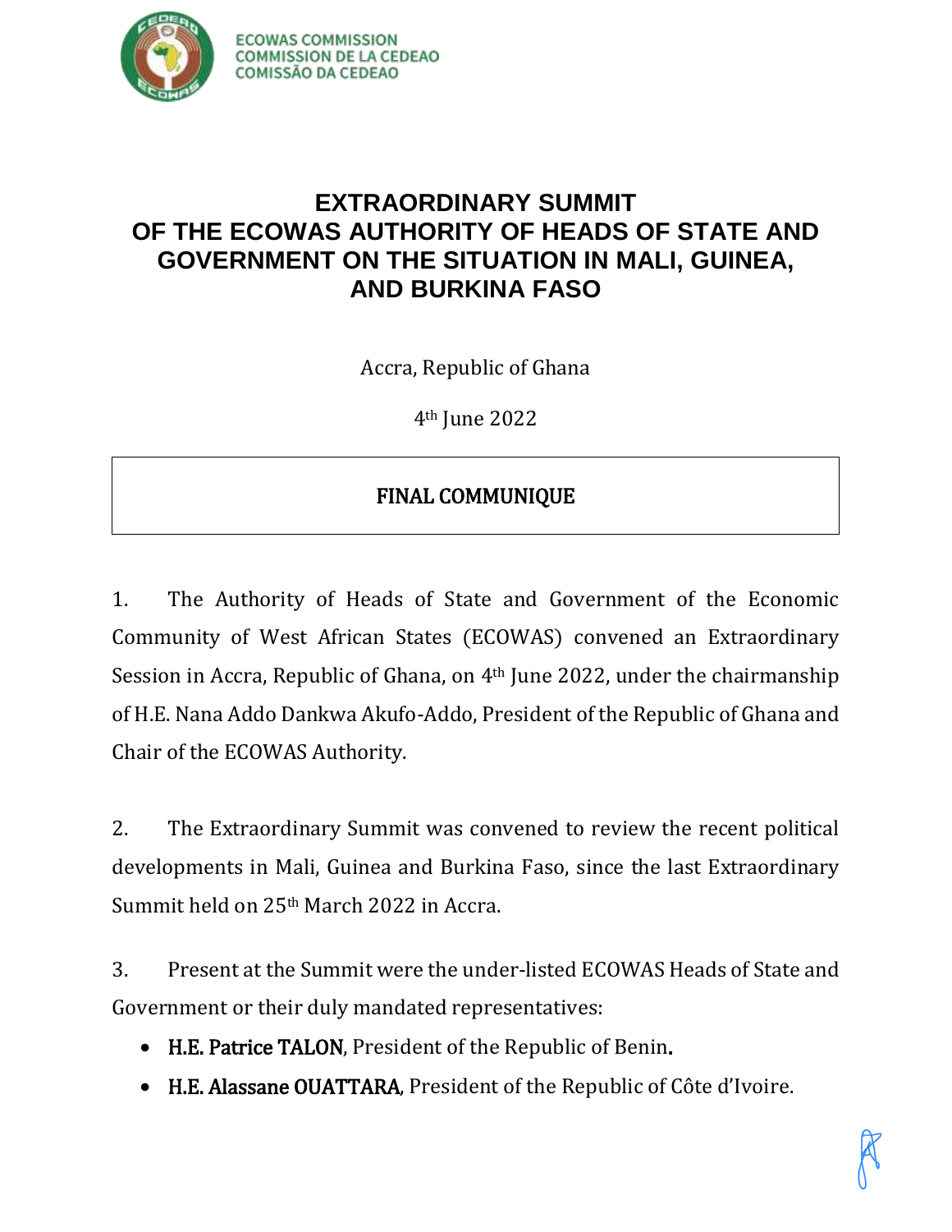ECOWAS COMMISSION
COMMISSION DE LA CEDEAO
COMISSÃO DA CEDEAO

# EXTRAORDINARY SUMMIT OF THE ECOWAS AUTHORITY OF HEADS OF STATE AND GOVERNMENT ON THE SITUATION IN MALI, GUINEA, AND BURKINA FASO

Accra, Republic of Ghana

4th June 2022

## FINAL COMMUNIQUE

1. The Authority of Heads of State and Government of the Economic Community of West African States (ECOWAS) convened an Extraordinary Session in Accra, Republic of Ghana, on 4th June 2022, under the chairmanship of H.E. Nana Addo Dankwa Akufo-Addo, President of the Republic of Ghana and Chair of the ECOWAS Authority.

2. The Extraordinary Summit was convened to review the recent political developments in Mali, Guinea and Burkina Faso, since the last Extraordinary Summit held on 25th March 2022 in Accra.

3. Present at the Summit were the under-listed ECOWAS Heads of State and Government or their duly mandated representatives:

- **H.E. Patrice TALON**, President of the Republic of Benin.
- **H.E. Alassane OUATTARA**, President of the Republic of Côte d'Ivoire.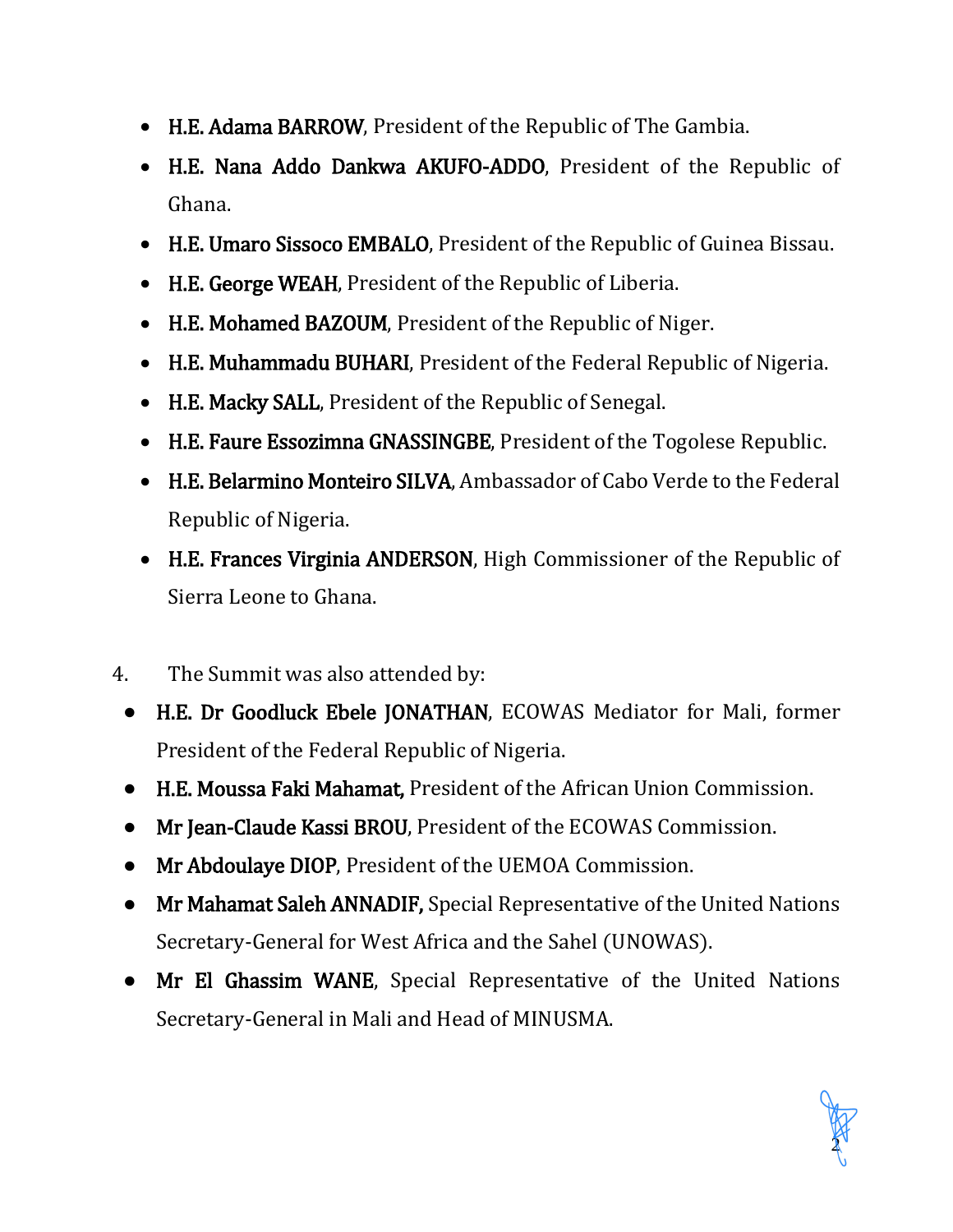- **H.E. Adama BARROW**, President of the Republic of The Gambia.
- **H.E. Nana Addo Dankwa AKUFO-ADDO**, President of the Republic of Ghana.
- **H.E. Umaro Sissoco EMBALO**, President of the Republic of Guinea Bissau.
- **H.E. George WEAH**, President of the Republic of Liberia.
- **H.E. Mohamed BAZOUM**, President of the Republic of Niger.
- **H.E. Muhammadu BUHARI**, President of the Federal Republic of Nigeria.
- **H.E. Macky SALL**, President of the Republic of Senegal.
- **H.E. Faure Essozimna GNASSINGBE**, President of the Togolese Republic.
- **H.E. Belarmino Monteiro SILVA**, Ambassador of Cabo Verde to the Federal Republic of Nigeria.
- **H.E. Frances Virginia ANDERSON**, High Commissioner of the Republic of Sierra Leone to Ghana.

4. The Summit was also attended by:

- **H.E. Dr Goodluck Ebele JONATHAN**, ECOWAS Mediator for Mali, former President of the Federal Republic of Nigeria.
- **H.E. Moussa Faki Mahamat,** President of the African Union Commission.
- **Mr Jean-Claude Kassi BROU**, President of the ECOWAS Commission.
- **Mr Abdoulaye DIOP**, President of the UEMOA Commission.
- **Mr Mahamat Saleh ANNADIF,** Special Representative of the United Nations Secretary-General for West Africa and the Sahel (UNOWAS).
- **Mr El Ghassim WANE**, Special Representative of the United Nations Secretary-General in Mali and Head of MINUSMA.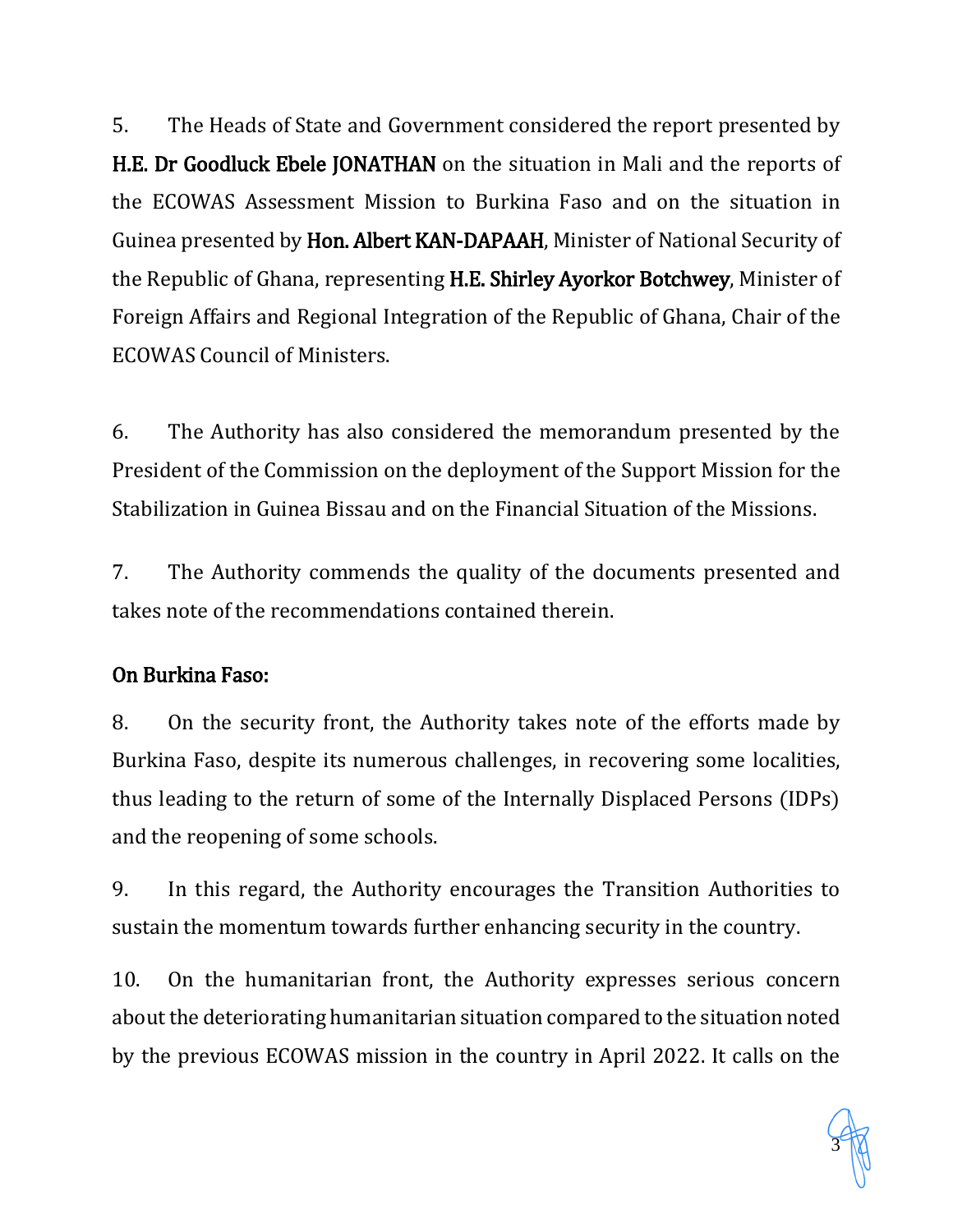5. The Heads of State and Government considered the report presented by **H.E. Dr Goodluck Ebele JONATHAN** on the situation in Mali and the reports of the ECOWAS Assessment Mission to Burkina Faso and on the situation in Guinea presented by **Hon. Albert KAN-DAPAAH**, Minister of National Security of the Republic of Ghana, representing **H.E. Shirley Ayorkor Botchwey**, Minister of Foreign Affairs and Regional Integration of the Republic of Ghana, Chair of the ECOWAS Council of Ministers.

6. The Authority has also considered the memorandum presented by the President of the Commission on the deployment of the Support Mission for the Stabilization in Guinea Bissau and on the Financial Situation of the Missions.

7. The Authority commends the quality of the documents presented and takes note of the recommendations contained therein.

## On Burkina Faso:

8. On the security front, the Authority takes note of the efforts made by Burkina Faso, despite its numerous challenges, in recovering some localities, thus leading to the return of some of the Internally Displaced Persons (IDPs) and the reopening of some schools.

9. In this regard, the Authority encourages the Transition Authorities to sustain the momentum towards further enhancing security in the country.

10. On the humanitarian front, the Authority expresses serious concern about the deteriorating humanitarian situation compared to the situation noted by the previous ECOWAS mission in the country in April 2022. It calls on the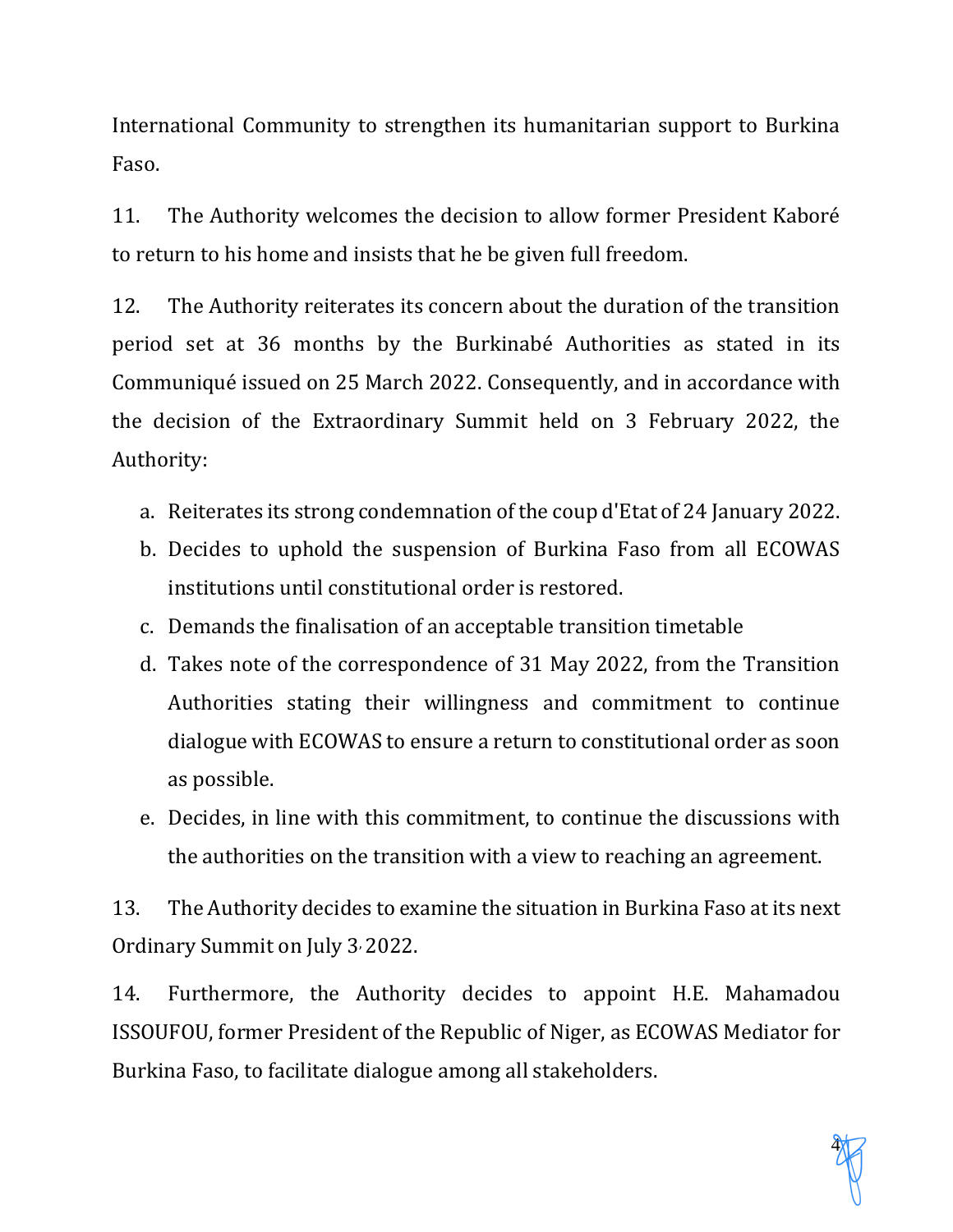International Community to strengthen its humanitarian support to Burkina Faso.

11. The Authority welcomes the decision to allow former President Kaboré to return to his home and insists that he be given full freedom.

12. The Authority reiterates its concern about the duration of the transition period set at 36 months by the Burkinabé Authorities as stated in its Communiqué issued on 25 March 2022. Consequently, and in accordance with the decision of the Extraordinary Summit held on 3 February 2022, the Authority:

a. Reiterates its strong condemnation of the coup d'Etat of 24 January 2022.
b. Decides to uphold the suspension of Burkina Faso from all ECOWAS institutions until constitutional order is restored.
c. Demands the finalisation of an acceptable transition timetable
d. Takes note of the correspondence of 31 May 2022, from the Transition Authorities stating their willingness and commitment to continue dialogue with ECOWAS to ensure a return to constitutional order as soon as possible.
e. Decides, in line with this commitment, to continue the discussions with the authorities on the transition with a view to reaching an agreement.

13. The Authority decides to examine the situation in Burkina Faso at its next Ordinary Summit on July 3, 2022.

14. Furthermore, the Authority decides to appoint H.E. Mahamadou ISSOUFOU, former President of the Republic of Niger, as ECOWAS Mediator for Burkina Faso, to facilitate dialogue among all stakeholders.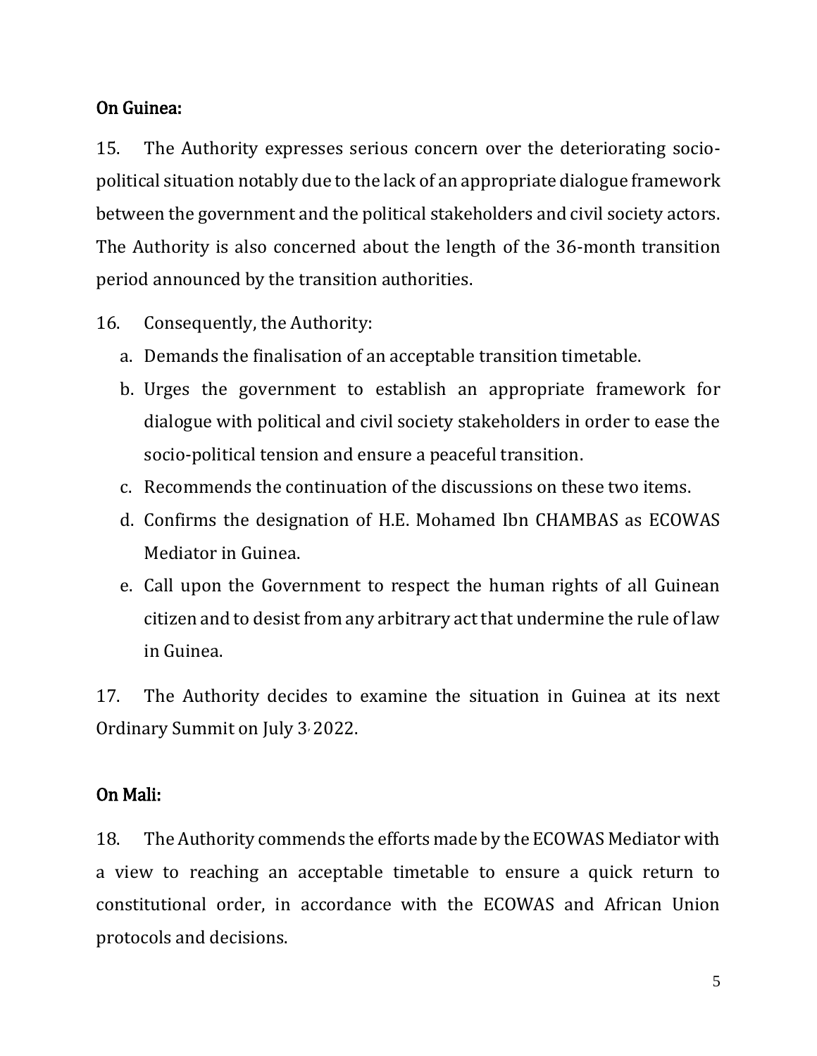**On Guinea:**

15. The Authority expresses serious concern over the deteriorating socio-political situation notably due to the lack of an appropriate dialogue framework between the government and the political stakeholders and civil society actors. The Authority is also concerned about the length of the 36-month transition period announced by the transition authorities.

16. Consequently, the Authority:

   a. Demands the finalisation of an acceptable transition timetable.
   b. Urges the government to establish an appropriate framework for dialogue with political and civil society stakeholders in order to ease the socio-political tension and ensure a peaceful transition.
   c. Recommends the continuation of the discussions on these two items.
   d. Confirms the designation of H.E. Mohamed Ibn CHAMBAS as ECOWAS Mediator in Guinea.
   e. Call upon the Government to respect the human rights of all Guinean citizen and to desist from any arbitrary act that undermine the rule of law in Guinea.

17. The Authority decides to examine the situation in Guinea at its next Ordinary Summit on July 3, 2022.

**On Mali:**

18. The Authority commends the efforts made by the ECOWAS Mediator with a view to reaching an acceptable timetable to ensure a quick return to constitutional order, in accordance with the ECOWAS and African Union protocols and decisions.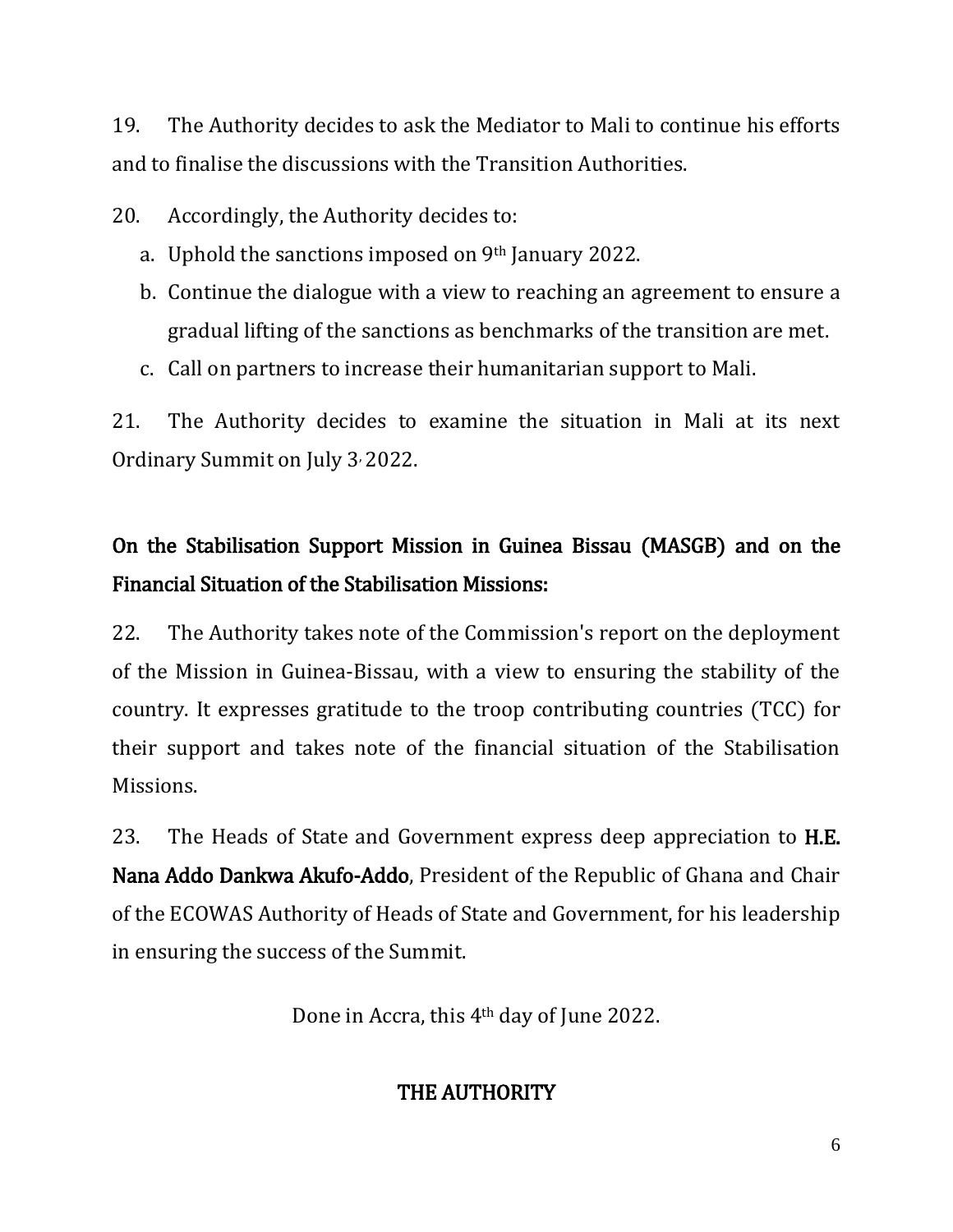19. The Authority decides to ask the Mediator to Mali to continue his efforts and to finalise the discussions with the Transition Authorities.

20. Accordingly, the Authority decides to:

a. Uphold the sanctions imposed on 9th January 2022.

b. Continue the dialogue with a view to reaching an agreement to ensure a gradual lifting of the sanctions as benchmarks of the transition are met.

c. Call on partners to increase their humanitarian support to Mali.

21. The Authority decides to examine the situation in Mali at its next Ordinary Summit on July 3, 2022.

## On the Stabilisation Support Mission in Guinea Bissau (MASGB) and on the Financial Situation of the Stabilisation Missions:

22. The Authority takes note of the Commission's report on the deployment of the Mission in Guinea-Bissau, with a view to ensuring the stability of the country. It expresses gratitude to the troop contributing countries (TCC) for their support and takes note of the financial situation of the Stabilisation Missions.

23. The Heads of State and Government express deep appreciation to **H.E. Nana Addo Dankwa Akufo-Addo**, President of the Republic of Ghana and Chair of the ECOWAS Authority of Heads of State and Government, for his leadership in ensuring the success of the Summit.

Done in Accra, this 4th day of June 2022.

**THE AUTHORITY**